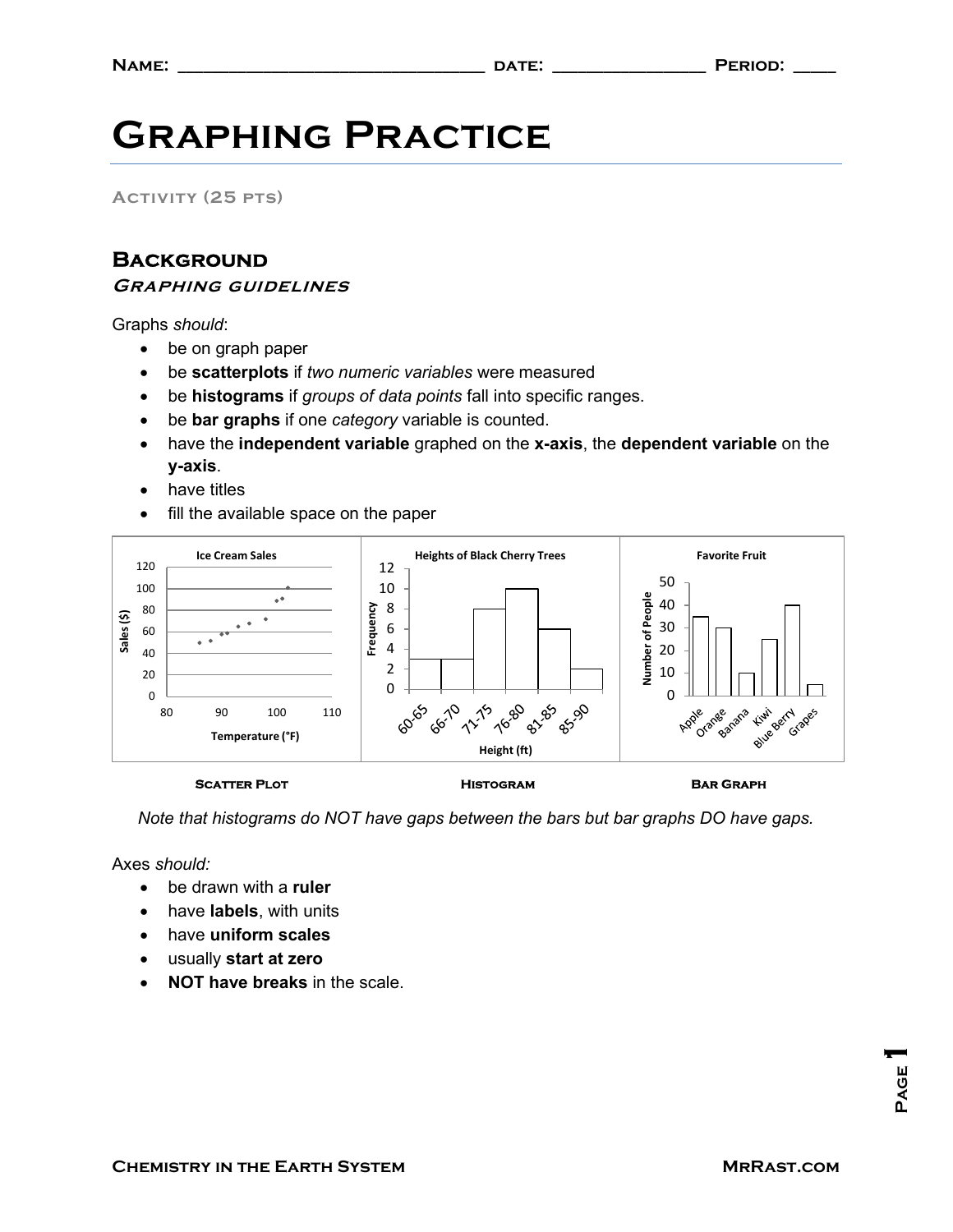Name: _______________________________ date: _______________ Period: ____

# Graphing Practice

Activity (25 pts)

## Background

### *Graphing guidelines*

Graphs *should*:

- be on graph paper
- be **scatterplots** if *two numeric variables* were measured
- be **histograms** if *groups of data points* fall into specific ranges.
- be **bar graphs** if one *category* variable is counted.
- have the **independent variable** graphed on the **x-axis**, the **dependent variable** on the **y-axis**.
- have titles
- fill the available space on the paper

Scatter Plot

Histogram

Bar Graph

*Note that histograms do NOT have gaps between the bars but bar graphs DO have gaps.*

Axes *should:*

- be drawn with a **ruler**
- have **labels**, with units
- have **uniform scales**
- usually **start at zero**
- **NOT have breaks** in the scale.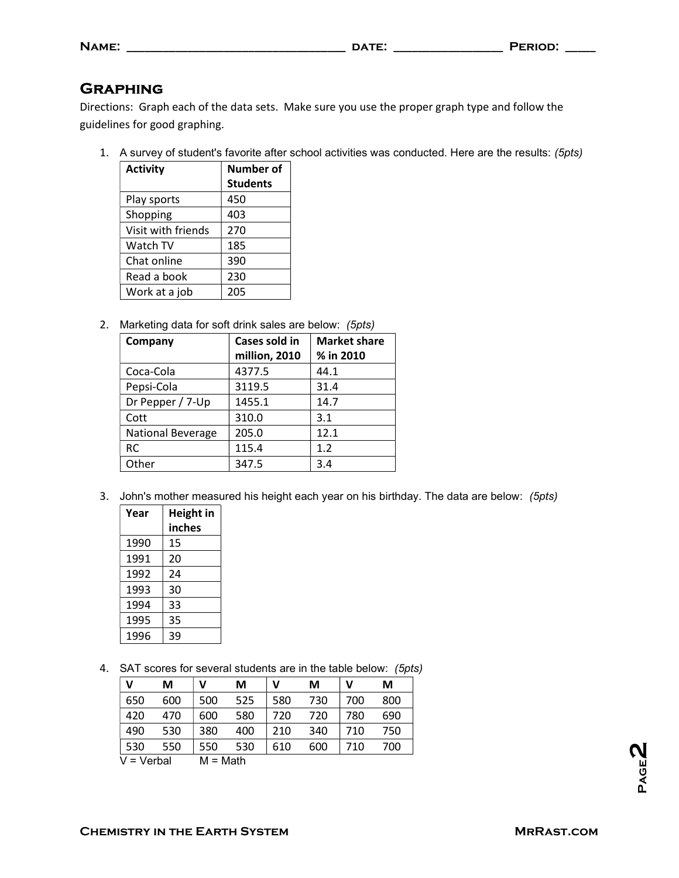Name: ________________________________ date: _______________ Period: ____

## Graphing

Directions: Graph each of the data sets. Make sure you use the proper graph type and follow the guidelines for good graphing.

1. A survey of student's favorite after school activities was conducted. Here are the results: *(5pts)*

| Activity | Number of Students |
|---|---|
| Play sports | 450 |
| Shopping | 403 |
| Visit with friends | 270 |
| Watch TV | 185 |
| Chat online | 390 |
| Read a book | 230 |
| Work at a job | 205 |

2. Marketing data for soft drink sales are below: *(5pts)*

| Company | Cases sold in million, 2010 | Market share % in 2010 |
|---|---|---|
| Coca-Cola | 4377.5 | 44.1 |
| Pepsi-Cola | 3119.5 | 31.4 |
| Dr Pepper / 7-Up | 1455.1 | 14.7 |
| Cott | 310.0 | 3.1 |
| National Beverage | 205.0 | 12.1 |
| RC | 115.4 | 1.2 |
| Other | 347.5 | 3.4 |

3. John's mother measured his height each year on his birthday. The data are below: *(5pts)*

| Year | Height in inches |
|---|---|
| 1990 | 15 |
| 1991 | 20 |
| 1992 | 24 |
| 1993 | 30 |
| 1994 | 33 |
| 1995 | 35 |
| 1996 | 39 |

4. SAT scores for several students are in the table below: *(5pts)*

| V | M | V | M | V | M | V | M |
|---|---|---|---|---|---|---|---|
| 650 | 600 | 500 | 525 | 580 | 730 | 700 | 800 |
| 420 | 470 | 600 | 580 | 720 | 720 | 780 | 690 |
| 490 | 530 | 380 | 400 | 210 | 340 | 710 | 750 |
| 530 | 550 | 550 | 530 | 610 | 600 | 710 | 700 |

V = Verbal M = Math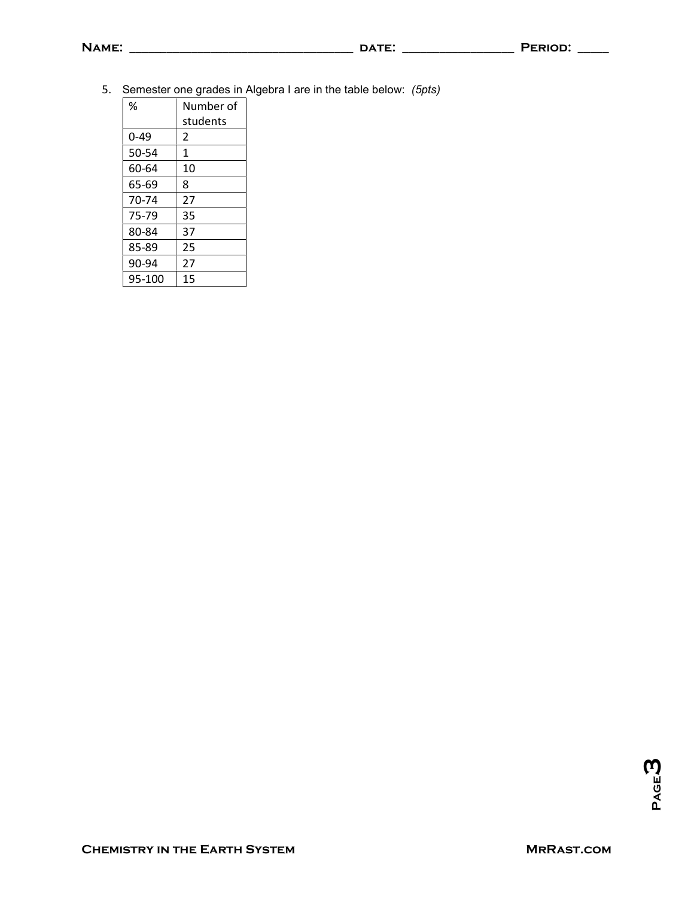5. Semester one grades in Algebra I are in the table below: *(5pts)*

| % | Number of students |
|---|---|
| 0-49 | 2 |
| 50-54 | 1 |
| 60-64 | 10 |
| 65-69 | 8 |
| 70-74 | 27 |
| 75-79 | 35 |
| 80-84 | 37 |
| 85-89 | 25 |
| 90-94 | 27 |
| 95-100 | 15 |